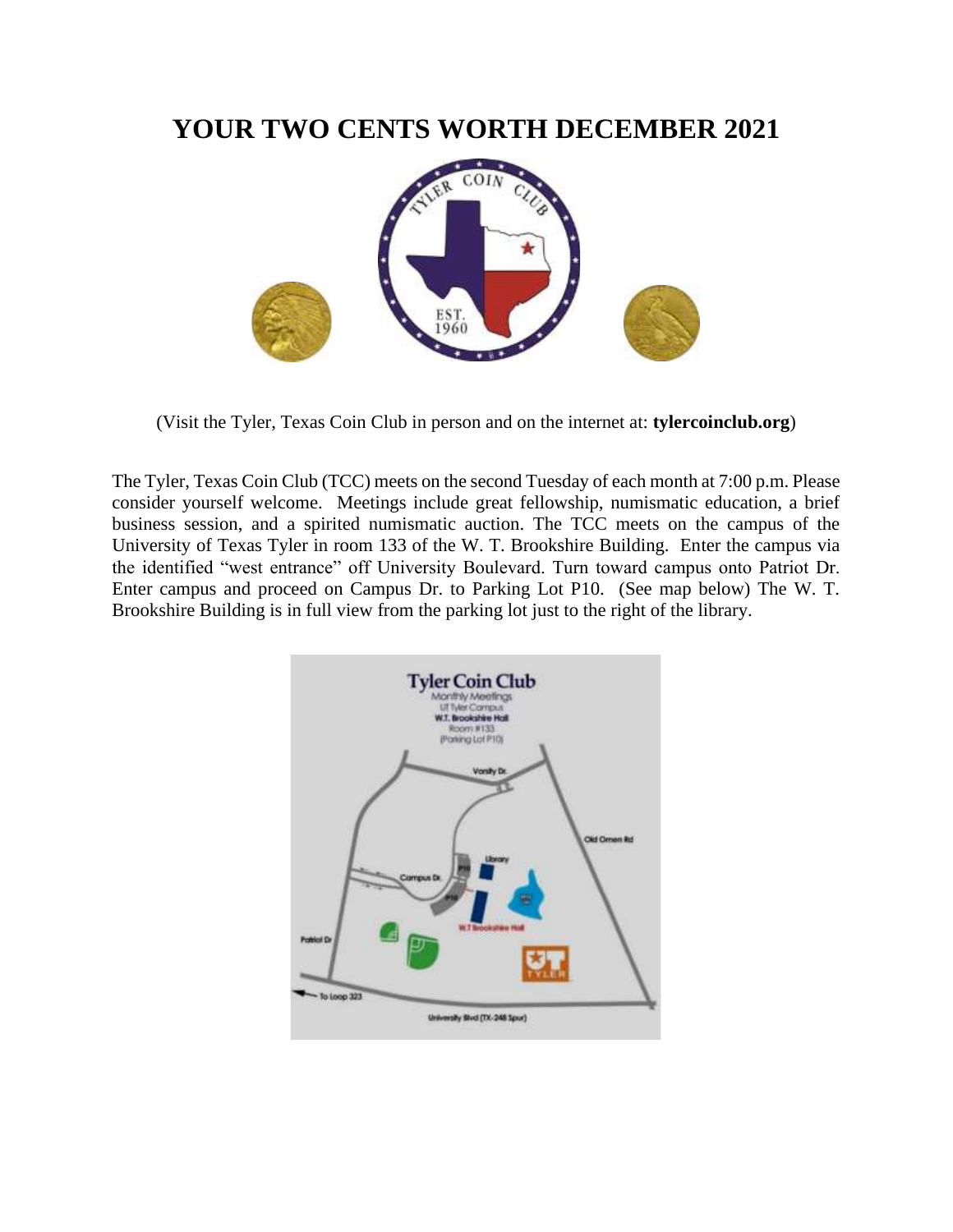# YOUR TWO CENTS WORTH DECEMBER 2021

(Visit the Tyler, Texas Coin Club in person and on the internet at: **tylercoinclub.org**)

The Tyler, Texas Coin Club (TCC) meets on the second Tuesday of each month at 7:00 p.m. Please consider yourself welcome. Meetings include great fellowship, numismatic education, a brief business session, and a spirited numismatic auction. The TCC meets on the campus of the University of Texas Tyler in room 133 of the W. T. Brookshire Building. Enter the campus via the identified "west entrance" off University Boulevard. Turn toward campus onto Patriot Dr. Enter campus and proceed on Campus Dr. to Parking Lot P10. (See map below) The W. T. Brookshire Building is in full view from the parking lot just to the right of the library.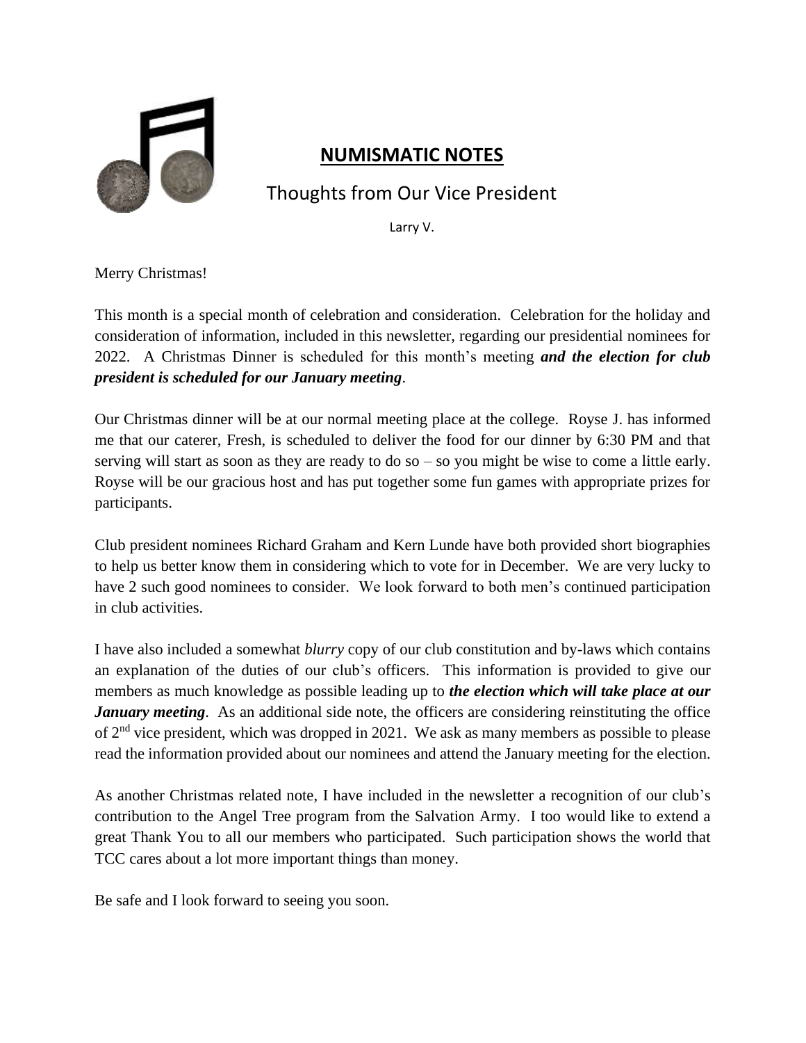## **NUMISMATIC NOTES**

### Thoughts from Our Vice President

Larry V.

Merry Christmas!

This month is a special month of celebration and consideration. Celebration for the holiday and consideration of information, included in this newsletter, regarding our presidential nominees for 2022. A Christmas Dinner is scheduled for this month's meeting ***and the election for club president is scheduled for our January meeting***.

Our Christmas dinner will be at our normal meeting place at the college. Royse J. has informed me that our caterer, Fresh, is scheduled to deliver the food for our dinner by 6:30 PM and that serving will start as soon as they are ready to do so – so you might be wise to come a little early. Royse will be our gracious host and has put together some fun games with appropriate prizes for participants.

Club president nominees Richard Graham and Kern Lunde have both provided short biographies to help us better know them in considering which to vote for in December. We are very lucky to have 2 such good nominees to consider. We look forward to both men's continued participation in club activities.

I have also included a somewhat *blurry* copy of our club constitution and by-laws which contains an explanation of the duties of our club's officers. This information is provided to give our members as much knowledge as possible leading up to ***the election which will take place at our January meeting***. As an additional side note, the officers are considering reinstituting the office of 2nd vice president, which was dropped in 2021. We ask as many members as possible to please read the information provided about our nominees and attend the January meeting for the election.

As another Christmas related note, I have included in the newsletter a recognition of our club's contribution to the Angel Tree program from the Salvation Army. I too would like to extend a great Thank You to all our members who participated. Such participation shows the world that TCC cares about a lot more important things than money.

Be safe and I look forward to seeing you soon.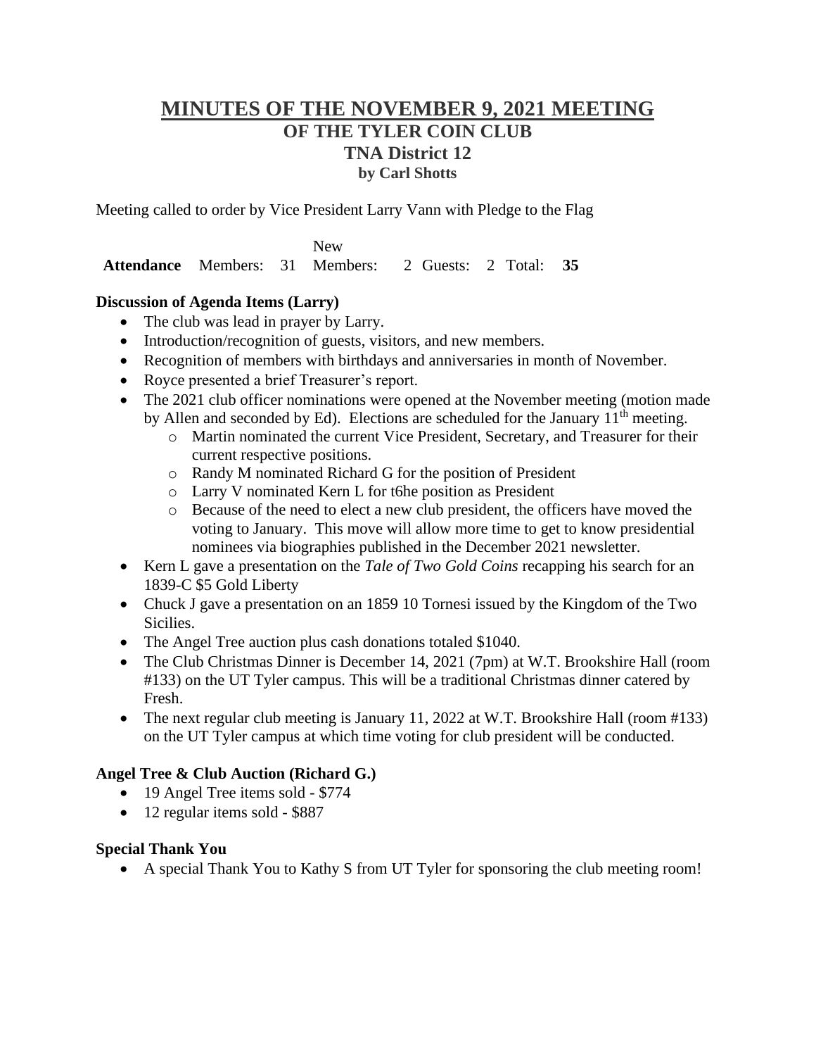# MINUTES OF THE NOVEMBER 9, 2021 MEETING

## OF THE TYLER COIN CLUB

## TNA District 12

### by Carl Shotts

Meeting called to order by Vice President Larry Vann with Pledge to the Flag

| **Attendance** | Members: | 31 | New Members: | 2 | Guests: | 2 | Total: | **35** |
|---|---|---|---|---|---|---|---|---|

**Discussion of Agenda Items (Larry)**

- The club was lead in prayer by Larry.
- Introduction/recognition of guests, visitors, and new members.
- Recognition of members with birthdays and anniversaries in month of November.
- Royce presented a brief Treasurer's report.
- The 2021 club officer nominations were opened at the November meeting (motion made by Allen and seconded by Ed). Elections are scheduled for the January 11th meeting.
  - Martin nominated the current Vice President, Secretary, and Treasurer for their current respective positions.
  - Randy M nominated Richard G for the position of President
  - Larry V nominated Kern L for t6he position as President
  - Because of the need to elect a new club president, the officers have moved the voting to January. This move will allow more time to get to know presidential nominees via biographies published in the December 2021 newsletter.
- Kern L gave a presentation on the *Tale of Two Gold Coins* recapping his search for an 1839-C $5 Gold Liberty
- Chuck J gave a presentation on an 1859 10 Tornesi issued by the Kingdom of the Two Sicilies.
- The Angel Tree auction plus cash donations totaled $1040.
- The Club Christmas Dinner is December 14, 2021 (7pm) at W.T. Brookshire Hall (room #133) on the UT Tyler campus. This will be a traditional Christmas dinner catered by Fresh.
- The next regular club meeting is January 11, 2022 at W.T. Brookshire Hall (room #133) on the UT Tyler campus at which time voting for club president will be conducted.

**Angel Tree & Club Auction (Richard G.)**

- 19 Angel Tree items sold - $774
- 12 regular items sold - $887

**Special Thank You**

- A special Thank You to Kathy S from UT Tyler for sponsoring the club meeting room!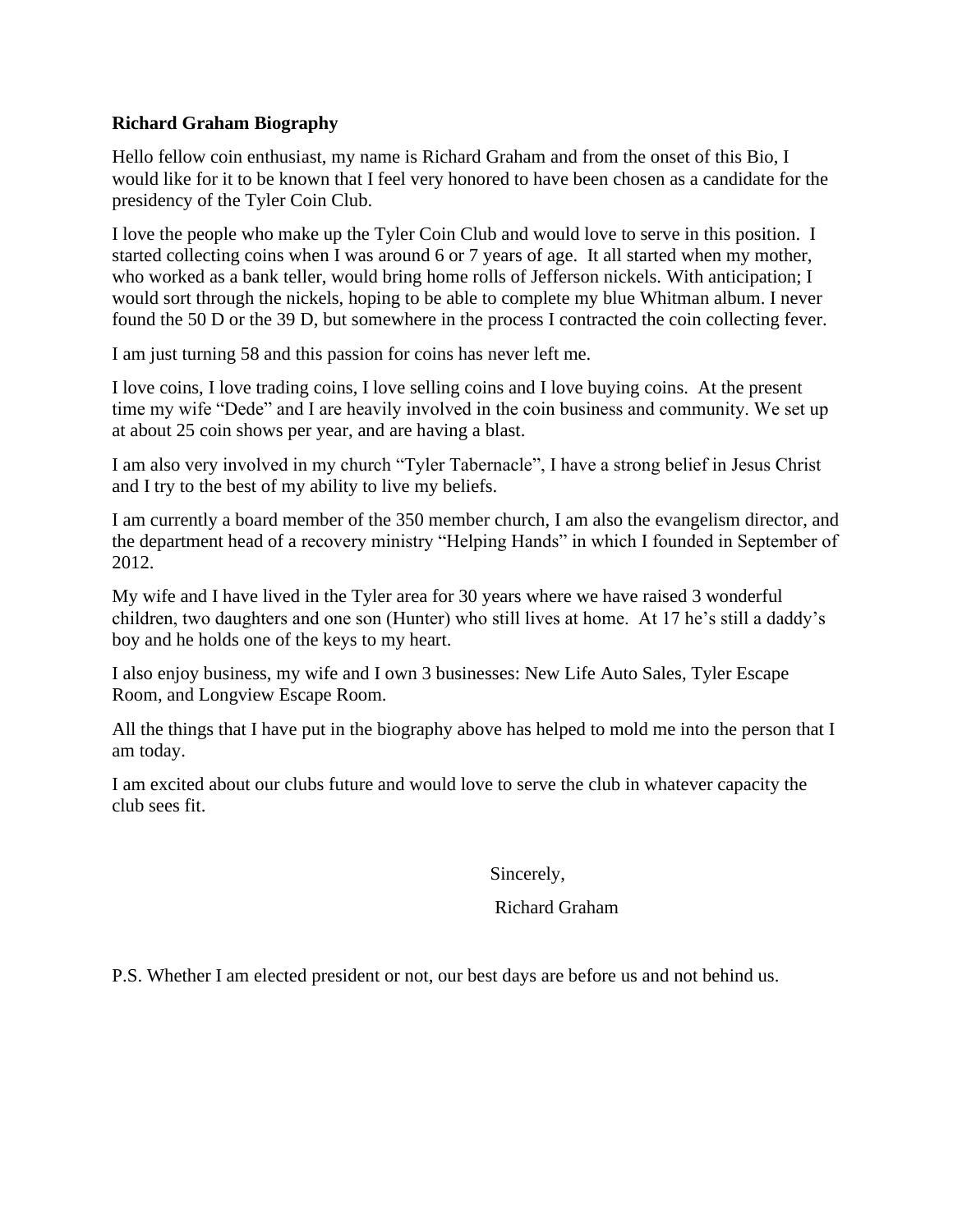**Richard Graham Biography**

Hello fellow coin enthusiast, my name is Richard Graham and from the onset of this Bio, I would like for it to be known that I feel very honored to have been chosen as a candidate for the presidency of the Tyler Coin Club.

I love the people who make up the Tyler Coin Club and would love to serve in this position. I started collecting coins when I was around 6 or 7 years of age. It all started when my mother, who worked as a bank teller, would bring home rolls of Jefferson nickels. With anticipation; I would sort through the nickels, hoping to be able to complete my blue Whitman album. I never found the 50 D or the 39 D, but somewhere in the process I contracted the coin collecting fever.

I am just turning 58 and this passion for coins has never left me.

I love coins, I love trading coins, I love selling coins and I love buying coins. At the present time my wife "Dede" and I are heavily involved in the coin business and community. We set up at about 25 coin shows per year, and are having a blast.

I am also very involved in my church "Tyler Tabernacle", I have a strong belief in Jesus Christ and I try to the best of my ability to live my beliefs.

I am currently a board member of the 350 member church, I am also the evangelism director, and the department head of a recovery ministry "Helping Hands" in which I founded in September of 2012.

My wife and I have lived in the Tyler area for 30 years where we have raised 3 wonderful children, two daughters and one son (Hunter) who still lives at home. At 17 he's still a daddy's boy and he holds one of the keys to my heart.

I also enjoy business, my wife and I own 3 businesses: New Life Auto Sales, Tyler Escape Room, and Longview Escape Room.

All the things that I have put in the biography above has helped to mold me into the person that I am today.

I am excited about our clubs future and would love to serve the club in whatever capacity the club sees fit.

Sincerely,

Richard Graham

P.S. Whether I am elected president or not, our best days are before us and not behind us.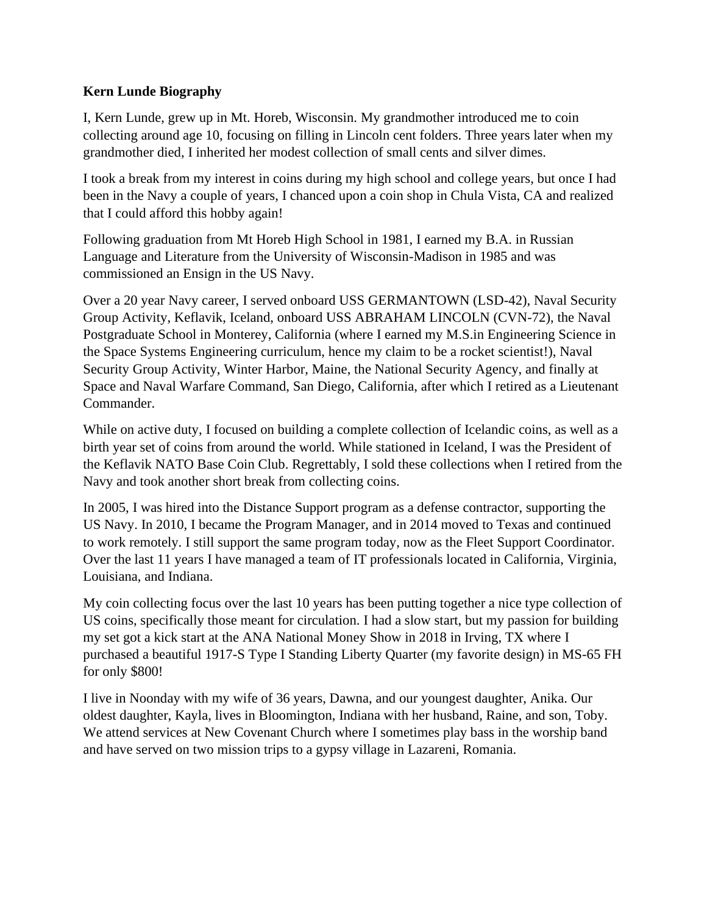**Kern Lunde Biography**

I, Kern Lunde, grew up in Mt. Horeb, Wisconsin. My grandmother introduced me to coin collecting around age 10, focusing on filling in Lincoln cent folders. Three years later when my grandmother died, I inherited her modest collection of small cents and silver dimes.

I took a break from my interest in coins during my high school and college years, but once I had been in the Navy a couple of years, I chanced upon a coin shop in Chula Vista, CA and realized that I could afford this hobby again!

Following graduation from Mt Horeb High School in 1981, I earned my B.A. in Russian Language and Literature from the University of Wisconsin-Madison in 1985 and was commissioned an Ensign in the US Navy.

Over a 20 year Navy career, I served onboard USS GERMANTOWN (LSD-42), Naval Security Group Activity, Keflavik, Iceland, onboard USS ABRAHAM LINCOLN (CVN-72), the Naval Postgraduate School in Monterey, California (where I earned my M.S.in Engineering Science in the Space Systems Engineering curriculum, hence my claim to be a rocket scientist!), Naval Security Group Activity, Winter Harbor, Maine, the National Security Agency, and finally at Space and Naval Warfare Command, San Diego, California, after which I retired as a Lieutenant Commander.

While on active duty, I focused on building a complete collection of Icelandic coins, as well as a birth year set of coins from around the world. While stationed in Iceland, I was the President of the Keflavik NATO Base Coin Club. Regrettably, I sold these collections when I retired from the Navy and took another short break from collecting coins.

In 2005, I was hired into the Distance Support program as a defense contractor, supporting the US Navy. In 2010, I became the Program Manager, and in 2014 moved to Texas and continued to work remotely. I still support the same program today, now as the Fleet Support Coordinator. Over the last 11 years I have managed a team of IT professionals located in California, Virginia, Louisiana, and Indiana.

My coin collecting focus over the last 10 years has been putting together a nice type collection of US coins, specifically those meant for circulation. I had a slow start, but my passion for building my set got a kick start at the ANA National Money Show in 2018 in Irving, TX where I purchased a beautiful 1917-S Type I Standing Liberty Quarter (my favorite design) in MS-65 FH for only $800!

I live in Noonday with my wife of 36 years, Dawna, and our youngest daughter, Anika. Our oldest daughter, Kayla, lives in Bloomington, Indiana with her husband, Raine, and son, Toby. We attend services at New Covenant Church where I sometimes play bass in the worship band and have served on two mission trips to a gypsy village in Lazareni, Romania.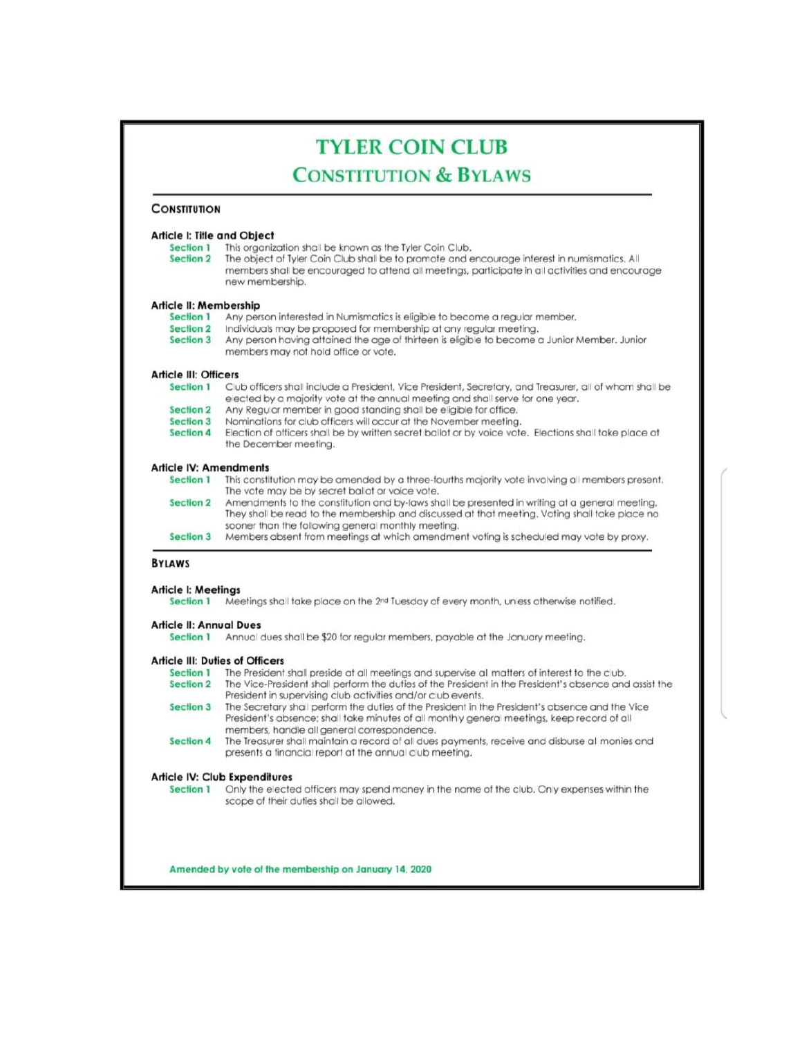# TYLER COIN CLUB

## CONSTITUTION & BYLAWS

## CONSTITUTION

### Article I: Title and Object

**Section 1** This organization shall be known as the Tyler Coin Club.

**Section 2** The object of Tyler Coin Club shall be to promote and encourage interest in numismatics. All members shall be encouraged to attend all meetings, participate in all activities and encourage new membership.

### Article II: Membership

**Section 1** Any person interested in Numismatics is eligible to become a regular member.

**Section 2** Individuals may be proposed for membership at any regular meeting.

**Section 3** Any person having attained the age of thirteen is eligible to become a Junior Member. Junior members may not hold office or vote.

### Article III: Officers

**Section 1** Club officers shall include a President, Vice President, Secretary, and Treasurer, all of whom shall be elected by a majority vote at the annual meeting and shall serve for one year.

**Section 2** Any Regular member in good standing shall be eligible for office.

**Section 3** Nominations for club officers will occur at the November meeting.

**Section 4** Election of officers shall be by written secret ballot or by voice vote. Elections shall take place at the December meeting.

### Article IV: Amendments

**Section 1** This constitution may be amended by a three-fourths majority vote involving all members present. The vote may be by secret ballot or voice vote.

**Section 2** Amendments to the constitution and by-laws shall be presented in writing at a general meeting. They shall be read to the membership and discussed at that meeting. Voting shall take place no sooner than the following general monthly meeting.

**Section 3** Members absent from meetings at which amendment voting is scheduled may vote by proxy.

## BYLAWS

### Article I: Meetings

**Section 1** Meetings shall take place on the 2nd Tuesday of every month, unless otherwise notified.

### Article II: Annual Dues

**Section 1** Annual dues shall be $20 for regular members, payable at the January meeting.

### Article III: Duties of Officers

**Section 1** The President shall preside at all meetings and supervise all matters of interest to the club.

**Section 2** The Vice-President shall perform the duties of the President in the President's absence and assist the President in supervising club activities and/or club events.

**Section 3** The Secretary shall perform the duties of the President in the President's absence and the Vice President's absence; shall take minutes of all monthly general meetings, keep record of all members, handle all general correspondence.

**Section 4** The Treasurer shall maintain a record of all dues payments, receive and disburse al monies and presents a financial report at the annual club meeting.

### Article IV: Club Expenditures

**Section 1** Only the elected officers may spend money in the name of the club. Only expenses within the scope of their duties shall be allowed.

**Amended by vote of the membership on January 14, 2020**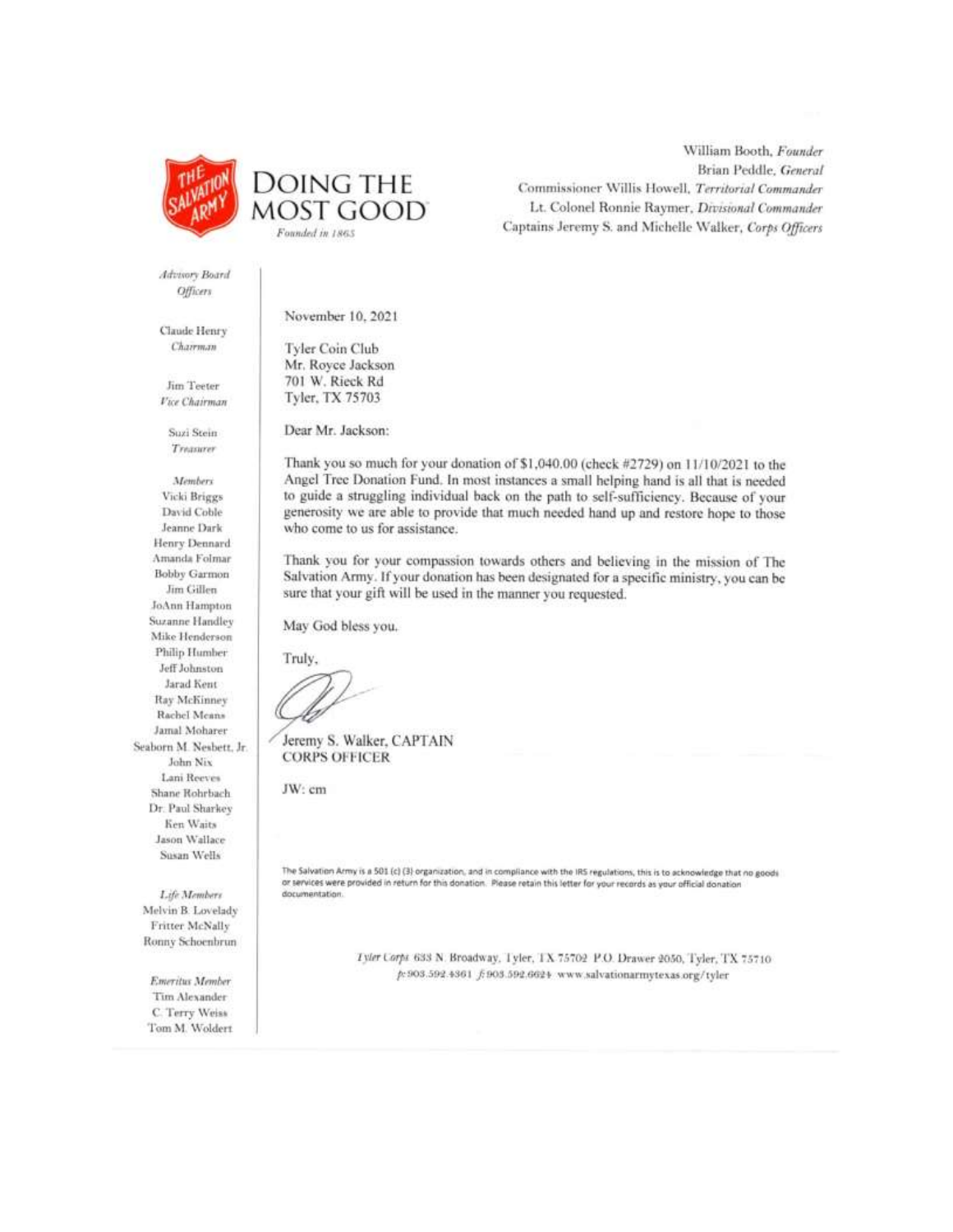THE SALVATION ARMY

DOING THE MOST GOOD

*Founded in 1865*

William Booth, *Founder*
Brian Peddle, *General*
Commissioner Willis Howell, *Territorial Commander*
Lt. Colonel Ronnie Raymer, *Divisional Commander*
Captains Jeremy S. and Michelle Walker, *Corps Officers*

*Advisory Board Officers*

Claude Henry
*Chairman*

Jim Teeter
*Vice Chairman*

Suzi Stein
*Treasurer*

*Members*
Vicki Briggs
David Coble
Jeanne Dark
Henry Dennard
Amanda Folmar
Bobby Garmon
Jim Gillen
JoAnn Hampton
Suzanne Handley
Mike Henderson
Philip Humber
Jeff Johnston
Jarad Kent
Ray McKinney
Rachel Means
Jamal Moharer
Seaborn M. Nesbett, Jr.
John Nix
Lani Reeves
Shane Rohrbach
Dr. Paul Sharkey
Ken Waits
Jason Wallace
Susan Wells

*Life Members*
Melvin B. Lovelady
Fritter McNally
Ronny Schoenbrun

*Emeritus Member*
Tim Alexander
C. Terry Weiss
Tom M. Woldert

November 10, 2021

Tyler Coin Club
Mr. Royce Jackson
701 W. Rieck Rd
Tyler, TX 75703

Dear Mr. Jackson:

Thank you so much for your donation of $1,040.00 (check #2729) on 11/10/2021 to the Angel Tree Donation Fund. In most instances a small helping hand is all that is needed to guide a struggling individual back on the path to self-sufficiency. Because of your generosity we are able to provide that much needed hand up and restore hope to those who come to us for assistance.

Thank you for your compassion towards others and believing in the mission of The Salvation Army. If your donation has been designated for a specific ministry, you can be sure that your gift will be used in the manner you requested.

May God bless you.

Truly,

Jeremy S. Walker, CAPTAIN
CORPS OFFICER

JW: cm

The Salvation Army is a 501 (c) (3) organization, and in compliance with the IRS regulations, this is to acknowledge that no goods or services were provided in return for this donation. Please retain this letter for your records as your official donation documentation.

*Tyler Corps* 633 N. Broadway, Tyler, TX 75702 P.O. Drawer 2050, Tyler, TX 75710
p: 903.592.4361 f: 903.592.6624 www.salvationarmytexas.org/tyler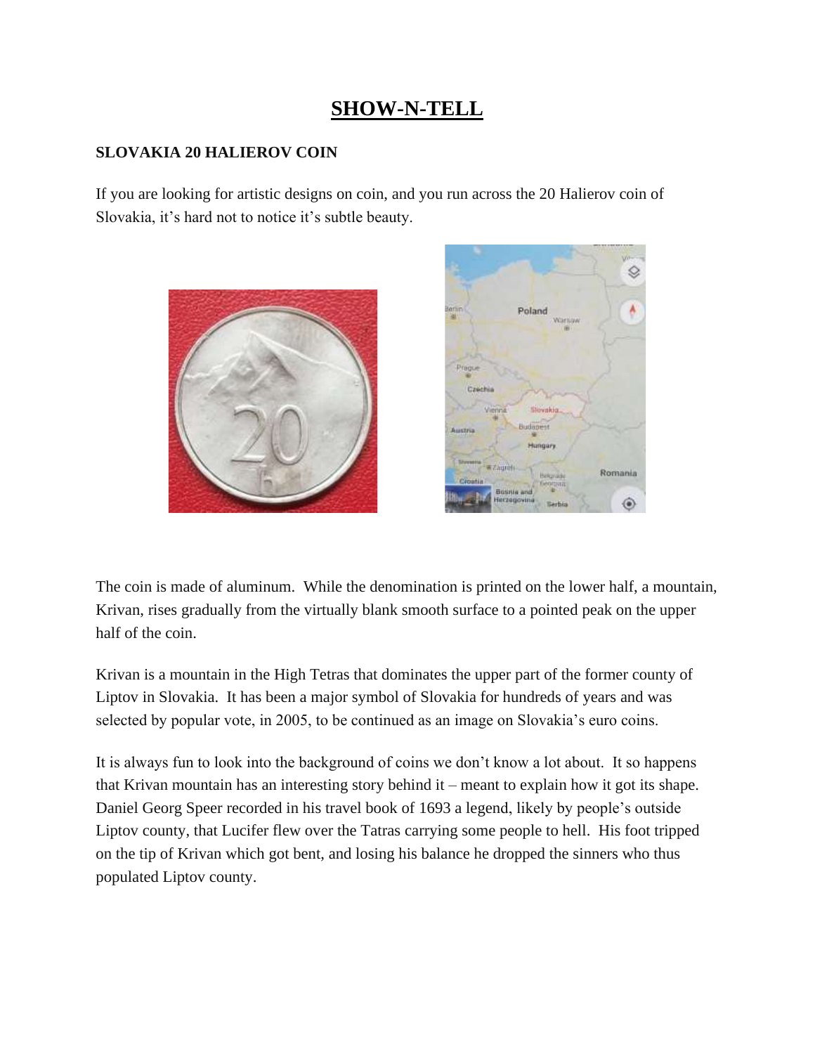# SHOW-N-TELL

**SLOVAKIA 20 HALIEROV COIN**

If you are looking for artistic designs on coin, and you run across the 20 Halierov coin of Slovakia, it's hard not to notice it's subtle beauty.

The coin is made of aluminum. While the denomination is printed on the lower half, a mountain, Krivan, rises gradually from the virtually blank smooth surface to a pointed peak on the upper half of the coin.

Krivan is a mountain in the High Tetras that dominates the upper part of the former county of Liptov in Slovakia. It has been a major symbol of Slovakia for hundreds of years and was selected by popular vote, in 2005, to be continued as an image on Slovakia's euro coins.

It is always fun to look into the background of coins we don't know a lot about. It so happens that Krivan mountain has an interesting story behind it – meant to explain how it got its shape. Daniel Georg Speer recorded in his travel book of 1693 a legend, likely by people's outside Liptov county, that Lucifer flew over the Tatras carrying some people to hell. His foot tripped on the tip of Krivan which got bent, and losing his balance he dropped the sinners who thus populated Liptov county.